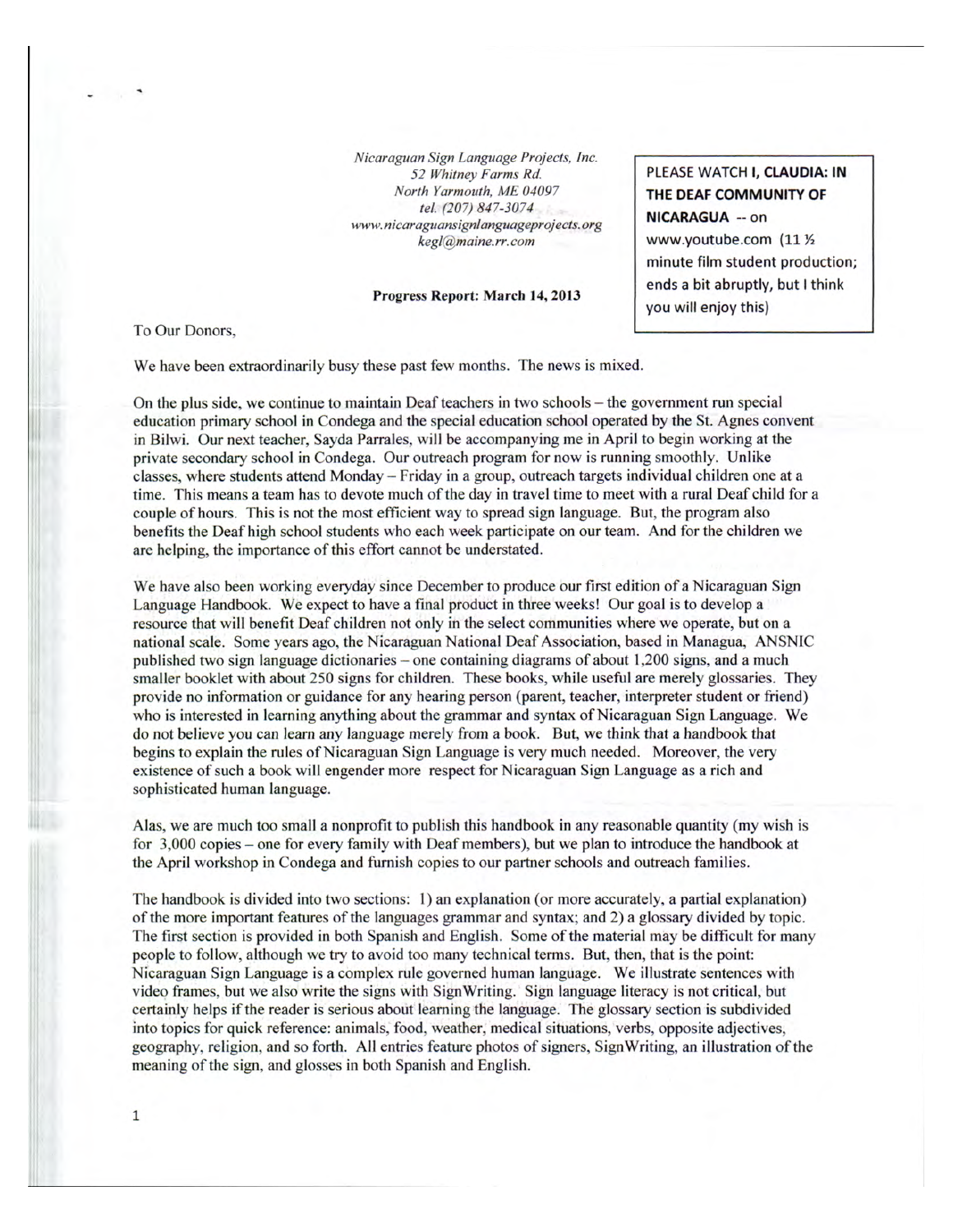*Nicaraguan Sign Language Projects, Inc.*
*52 Whitney Farms Rd.*
*North Yarmouth, ME 04097*
*tel. (207) 847-3074*
*www.nicaraguansignlanguageprojects.org*
*kegl@maine.rr.com*

**Progress Report: March 14, 2013**

> PLEASE WATCH **I, CLAUDIA: IN THE DEAF COMMUNITY OF NICARAGUA** -- on www.youtube.com (11 ½ minute film student production; ends a bit abruptly, but I think you will enjoy this)

To Our Donors,

We have been extraordinarily busy these past few months. The news is mixed.

On the plus side, we continue to maintain Deaf teachers in two schools – the government run special education primary school in Condega and the special education school operated by the St. Agnes convent in Bilwi. Our next teacher, Sayda Parrales, will be accompanying me in April to begin working at the private secondary school in Condega. Our outreach program for now is running smoothly. Unlike classes, where students attend Monday – Friday in a group, outreach targets individual children one at a time. This means a team has to devote much of the day in travel time to meet with a rural Deaf child for a couple of hours. This is not the most efficient way to spread sign language. But, the program also benefits the Deaf high school students who each week participate on our team. And for the children we are helping, the importance of this effort cannot be understated.

We have also been working everyday since December to produce our first edition of a Nicaraguan Sign Language Handbook. We expect to have a final product in three weeks! Our goal is to develop a resource that will benefit Deaf children not only in the select communities where we operate, but on a national scale. Some years ago, the Nicaraguan National Deaf Association, based in Managua, ANSNIC published two sign language dictionaries – one containing diagrams of about 1,200 signs, and a much smaller booklet with about 250 signs for children. These books, while useful are merely glossaries. They provide no information or guidance for any hearing person (parent, teacher, interpreter student or friend) who is interested in learning anything about the grammar and syntax of Nicaraguan Sign Language. We do not believe you can learn any language merely from a book. But, we think that a handbook that begins to explain the rules of Nicaraguan Sign Language is very much needed. Moreover, the very existence of such a book will engender more respect for Nicaraguan Sign Language as a rich and sophisticated human language.

Alas, we are much too small a nonprofit to publish this handbook in any reasonable quantity (my wish is for 3,000 copies – one for every family with Deaf members), but we plan to introduce the handbook at the April workshop in Condega and furnish copies to our partner schools and outreach families.

The handbook is divided into two sections: 1) an explanation (or more accurately, a partial explanation) of the more important features of the languages grammar and syntax; and 2) a glossary divided by topic. The first section is provided in both Spanish and English. Some of the material may be difficult for many people to follow, although we try to avoid too many technical terms. But, then, that is the point: Nicaraguan Sign Language is a complex rule governed human language. We illustrate sentences with video frames, but we also write the signs with SignWriting. Sign language literacy is not critical, but certainly helps if the reader is serious about learning the language. The glossary section is subdivided into topics for quick reference: animals, food, weather, medical situations, verbs, opposite adjectives, geography, religion, and so forth. All entries feature photos of signers, SignWriting, an illustration of the meaning of the sign, and glosses in both Spanish and English.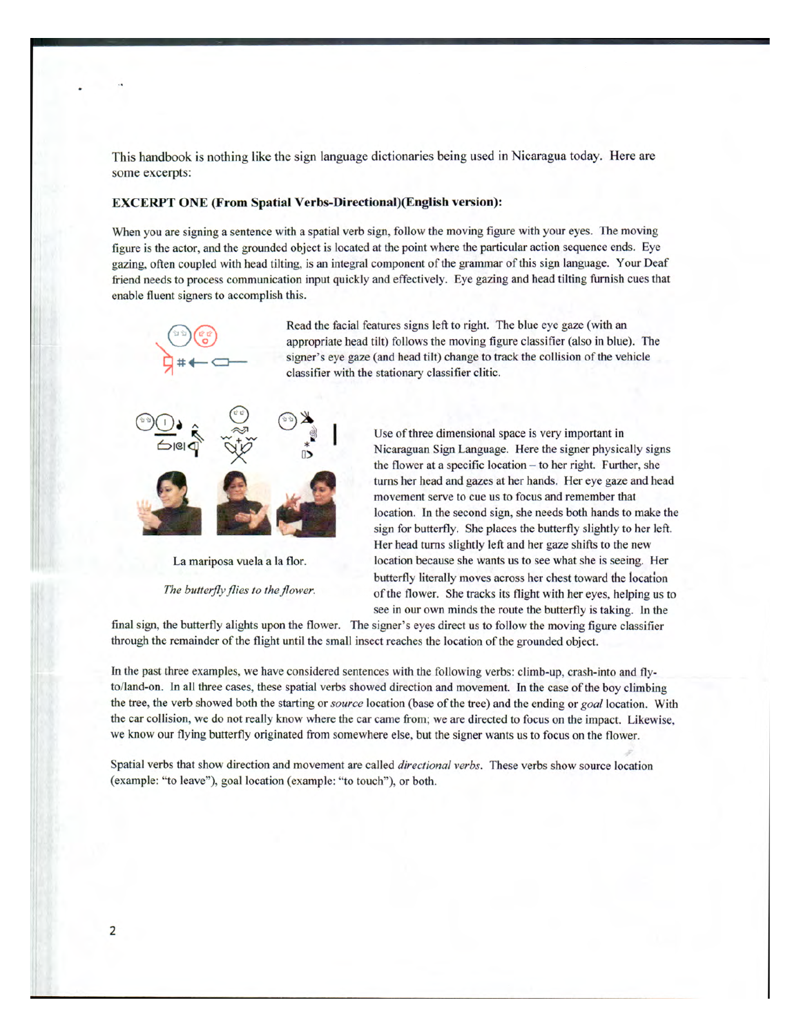This handbook is nothing like the sign language dictionaries being used in Nicaragua today. Here are some excerpts:

**EXCERPT ONE (From Spatial Verbs-Directional)(English version):**

When you are signing a sentence with a spatial verb sign, follow the moving figure with your eyes. The moving figure is the actor, and the grounded object is located at the point where the particular action sequence ends. Eye gazing, often coupled with head tilting, is an integral component of the grammar of this sign language. Your Deaf friend needs to process communication input quickly and effectively. Eye gazing and head tilting furnish cues that enable fluent signers to accomplish this.

Read the facial features signs left to right. The blue eye gaze (with an appropriate head tilt) follows the moving figure classifier (also in blue). The signer's eye gaze (and head tilt) change to track the collision of the vehicle classifier with the stationary classifier clitic.

La mariposa vuela a la flor.

*The butterfly flies to the flower.*

Use of three dimensional space is very important in Nicaraguan Sign Language. Here the signer physically signs the flower at a specific location – to her right. Further, she turns her head and gazes at her hands. Her eye gaze and head movement serve to cue us to focus and remember that location. In the second sign, she needs both hands to make the sign for butterfly. She places the butterfly slightly to her left. Her head turns slightly left and her gaze shifts to the new location because she wants us to see what she is seeing. Her butterfly literally moves across her chest toward the location of the flower. She tracks its flight with her eyes, helping us to see in our own minds the route the butterfly is taking. In the final sign, the butterfly alights upon the flower. The signer's eyes direct us to follow the moving figure classifier through the remainder of the flight until the small insect reaches the location of the grounded object.

In the past three examples, we have considered sentences with the following verbs: climb-up, crash-into and fly-to/land-on. In all three cases, these spatial verbs showed direction and movement. In the case of the boy climbing the tree, the verb showed both the starting or *source* location (base of the tree) and the ending or *goal* location. With the car collision, we do not really know where the car came from; we are directed to focus on the impact. Likewise, we know our flying butterfly originated from somewhere else, but the signer wants us to focus on the flower.

Spatial verbs that show direction and movement are called *directional verbs*. These verbs show source location (example: "to leave"), goal location (example: "to touch"), or both.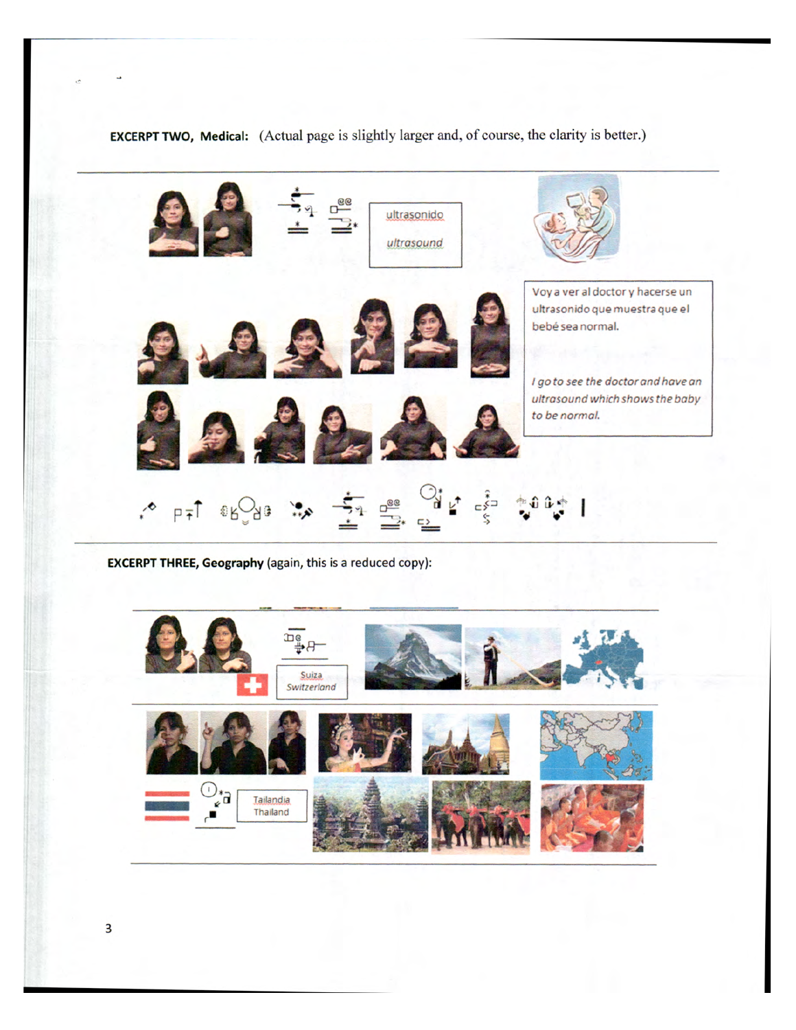**EXCERPT TWO, Medical:** (Actual page is slightly larger and, of course, the clarity is better.)

ultrasonido

*ultrasound*

Voy a ver al doctor y hacerse un ultrasonido que muestra que el bebé sea normal.

*I go to see the doctor and have an ultrasound which shows the baby to be normal.*

**EXCERPT THREE, Geography** (again, this is a reduced copy):

Suiza

*Switzerland*

Tailandia

Thailand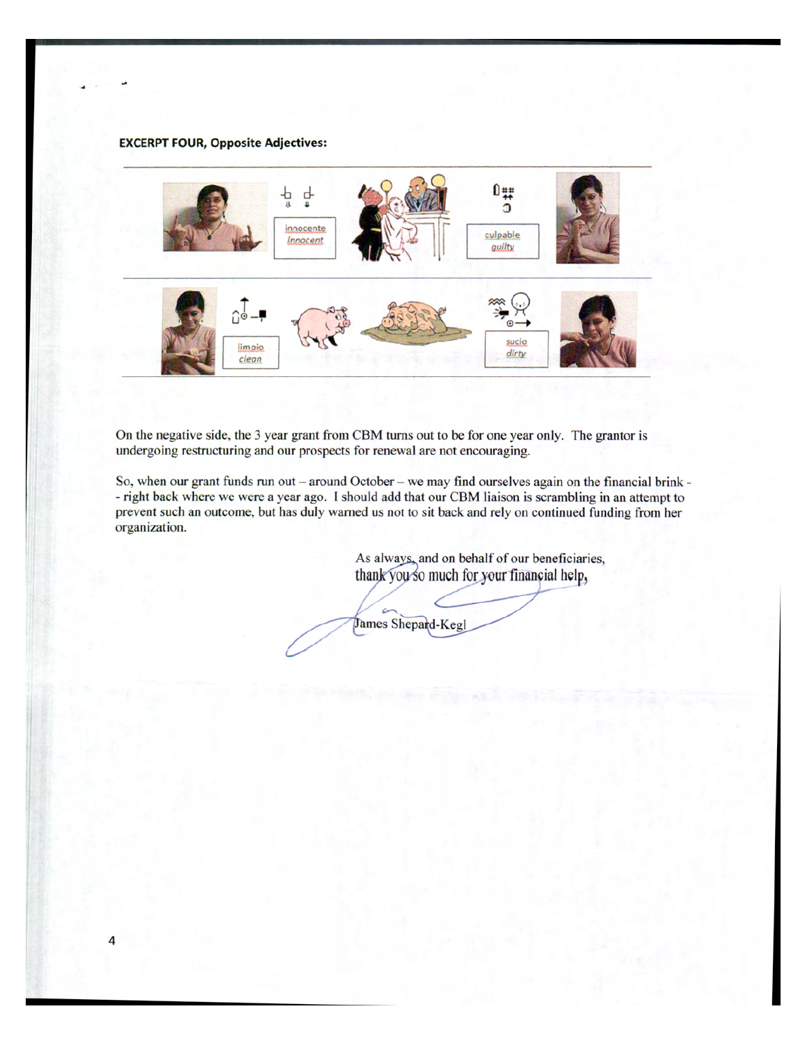**EXCERPT FOUR, Opposite Adjectives:**

innocente
*Innocent*

culpable
*guilty*

limpio
*clean*

sucio
*dirty*

On the negative side, the 3 year grant from CBM turns out to be for one year only. The grantor is undergoing restructuring and our prospects for renewal are not encouraging.

So, when our grant funds run out – around October – we may find ourselves again on the financial brink -- right back where we were a year ago. I should add that our CBM liaison is scrambling in an attempt to prevent such an outcome, but has duly warned us not to sit back and rely on continued funding from her organization.

As always, and on behalf of our beneficiaries,
thank you so much for your financial help,

James Shepard-Kegl